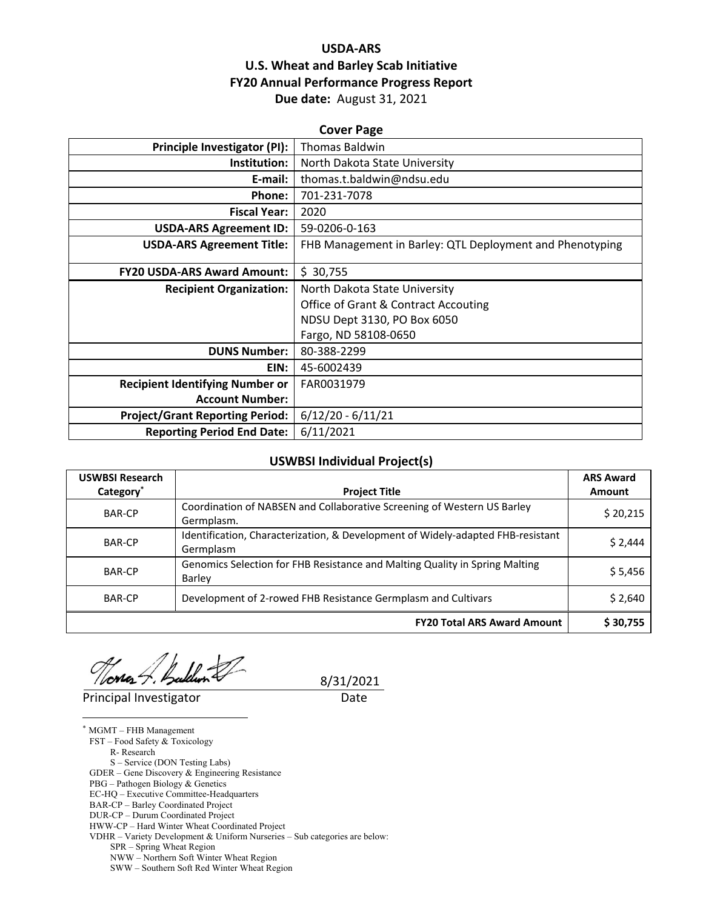# USDA-ARS

## U.S. Wheat and Barley Scab Initiative

## FY20 Annual Performance Progress Report

**Due date:** August 31, 2021

### Cover Page

| | |
|---|---|
| **Principle Investigator (PI):** | Thomas Baldwin |
| **Institution:** | North Dakota State University |
| **E-mail:** | thomas.t.baldwin@ndsu.edu |
| **Phone:** | 701-231-7078 |
| **Fiscal Year:** | 2020 |
| **USDA-ARS Agreement ID:** | 59-0206-0-163 |
| **USDA-ARS Agreement Title:** | FHB Management in Barley: QTL Deployment and Phenotyping |
| **FY20 USDA-ARS Award Amount:** | $ 30,755 |
| **Recipient Organization:** | North Dakota State University<br>Office of Grant & Contract Accouting<br>NDSU Dept 3130, PO Box 6050<br>Fargo, ND 58108-0650 |
| **DUNS Number:** | 80-388-2299 |
| **EIN:** | 45-6002439 |
| **Recipient Identifying Number or Account Number:** | FAR0031979 |
| **Project/Grant Reporting Period:** | 6/12/20 - 6/11/21 |
| **Reporting Period End Date:** | 6/11/2021 |

### USWBSI Individual Project(s)

| USWBSI Research Category* | Project Title | ARS Award Amount |
|---|---|---|
| BAR-CP | Coordination of NABSEN and Collaborative Screening of Western US Barley Germplasm. | $ 20,215 |
| BAR-CP | Identification, Characterization, & Development of Widely-adapted FHB-resistant Germplasm | $ 2,444 |
| BAR-CP | Genomics Selection for FHB Resistance and Malting Quality in Spring Malting Barley | $ 5,456 |
| BAR-CP | Development of 2-rowed FHB Resistance Germplasm and Cultivars | $ 2,640 |
| | **FY20 Total ARS Award Amount** | **$ 30,755** |

Principal Investigator — 8/31/2021 (Date)

\* MGMT – FHB Management
FST – Food Safety & Toxicology
R- Research
S – Service (DON Testing Labs)
GDER – Gene Discovery & Engineering Resistance
PBG – Pathogen Biology & Genetics
EC-HQ – Executive Committee-Headquarters
BAR-CP – Barley Coordinated Project
DUR-CP – Durum Coordinated Project
HWW-CP – Hard Winter Wheat Coordinated Project
VDHR – Variety Development & Uniform Nurseries – Sub categories are below:
SPR – Spring Wheat Region
NWW – Northern Soft Winter Wheat Region
SWW – Southern Soft Red Winter Wheat Region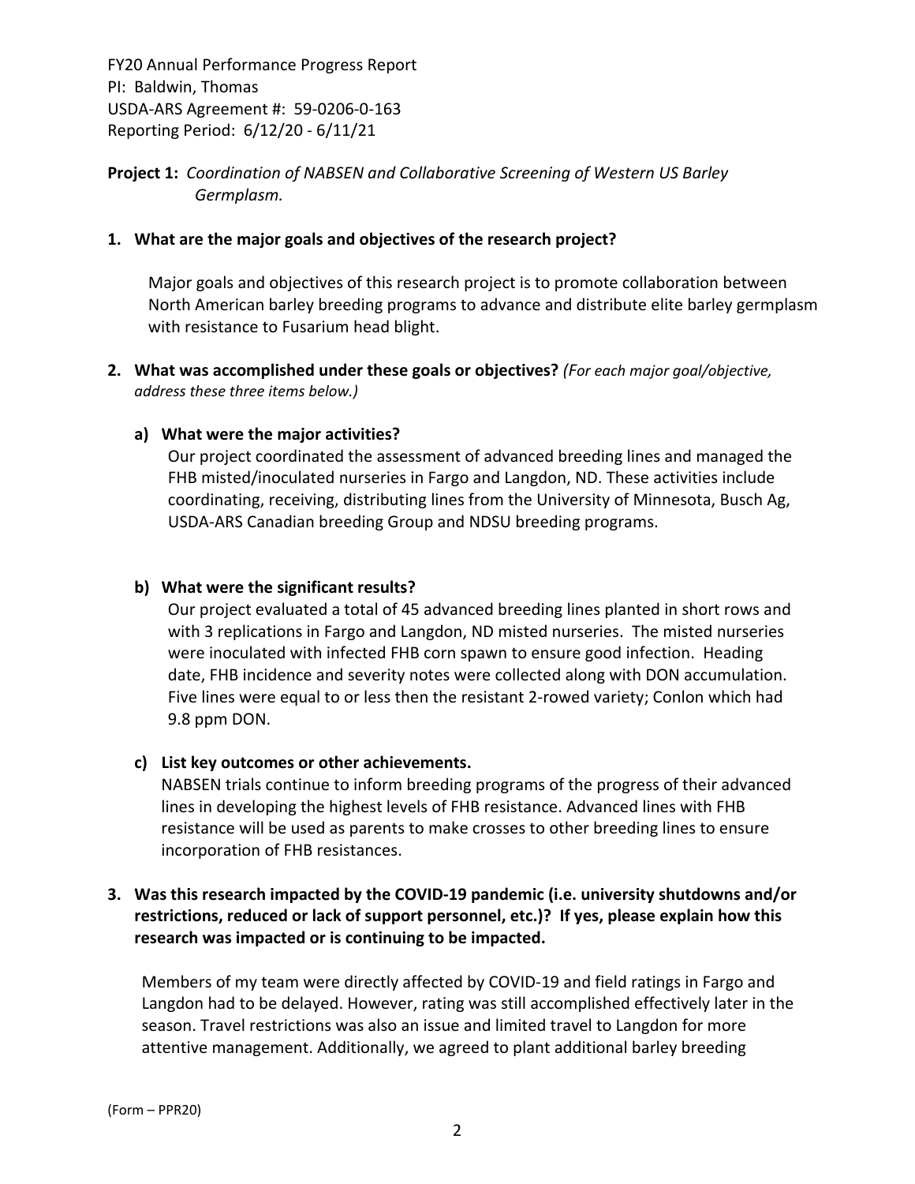FY20 Annual Performance Progress Report
PI: Baldwin, Thomas
USDA-ARS Agreement #: 59-0206-0-163
Reporting Period: 6/12/20 - 6/11/21

**Project 1:** *Coordination of NABSEN and Collaborative Screening of Western US Barley Germplasm.*

**1. What are the major goals and objectives of the research project?**

Major goals and objectives of this research project is to promote collaboration between North American barley breeding programs to advance and distribute elite barley germplasm with resistance to Fusarium head blight.

**2. What was accomplished under these goals or objectives?** *(For each major goal/objective, address these three items below.)*

**a) What were the major activities?**

Our project coordinated the assessment of advanced breeding lines and managed the FHB misted/inoculated nurseries in Fargo and Langdon, ND. These activities include coordinating, receiving, distributing lines from the University of Minnesota, Busch Ag, USDA-ARS Canadian breeding Group and NDSU breeding programs.

**b) What were the significant results?**

Our project evaluated a total of 45 advanced breeding lines planted in short rows and with 3 replications in Fargo and Langdon, ND misted nurseries. The misted nurseries were inoculated with infected FHB corn spawn to ensure good infection. Heading date, FHB incidence and severity notes were collected along with DON accumulation. Five lines were equal to or less then the resistant 2-rowed variety; Conlon which had 9.8 ppm DON.

**c) List key outcomes or other achievements.**

NABSEN trials continue to inform breeding programs of the progress of their advanced lines in developing the highest levels of FHB resistance. Advanced lines with FHB resistance will be used as parents to make crosses to other breeding lines to ensure incorporation of FHB resistances.

**3. Was this research impacted by the COVID-19 pandemic (i.e. university shutdowns and/or restrictions, reduced or lack of support personnel, etc.)? If yes, please explain how this research was impacted or is continuing to be impacted.**

Members of my team were directly affected by COVID-19 and field ratings in Fargo and Langdon had to be delayed. However, rating was still accomplished effectively later in the season. Travel restrictions was also an issue and limited travel to Langdon for more attentive management. Additionally, we agreed to plant additional barley breeding

(Form – PPR20)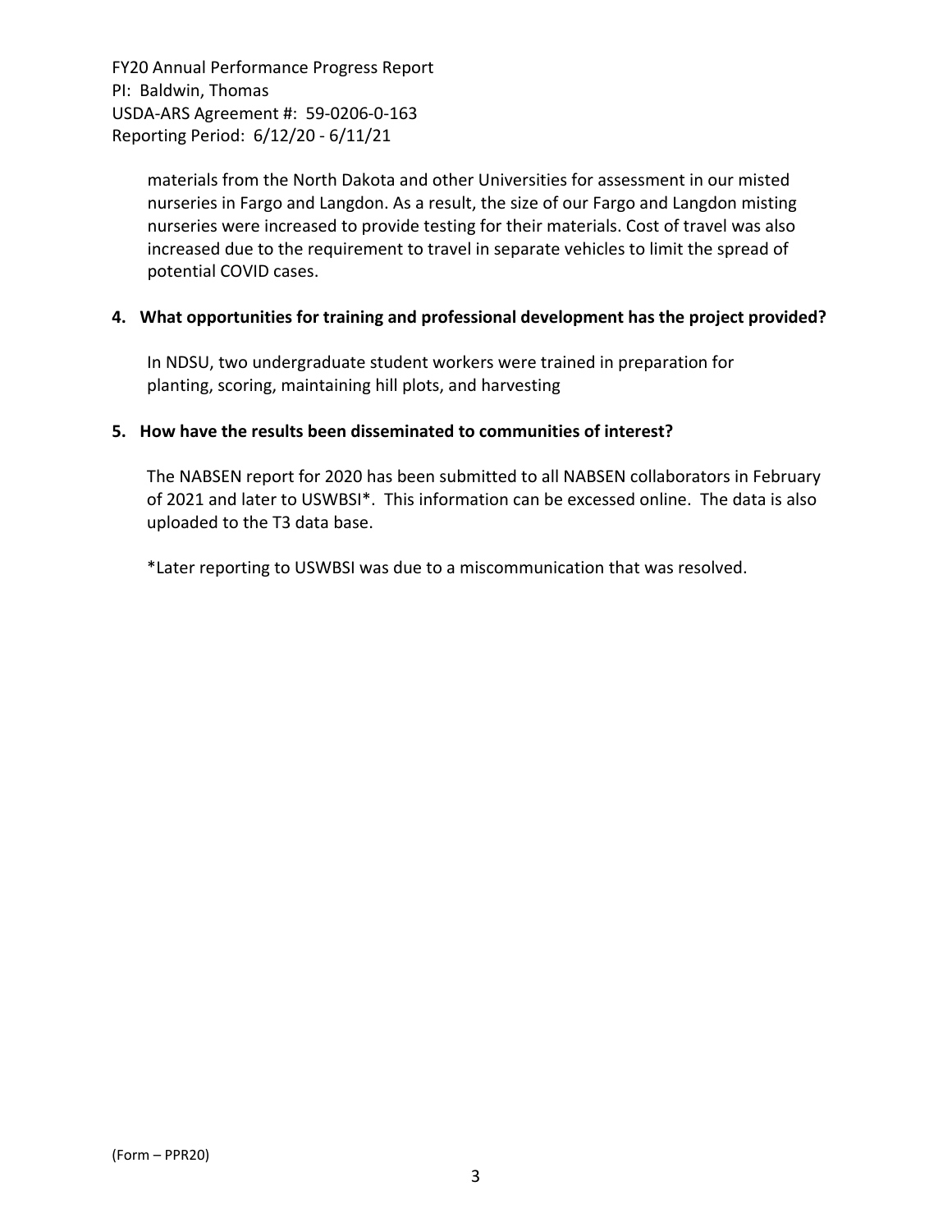materials from the North Dakota and other Universities for assessment in our misted nurseries in Fargo and Langdon. As a result, the size of our Fargo and Langdon misting nurseries were increased to provide testing for their materials. Cost of travel was also increased due to the requirement to travel in separate vehicles to limit the spread of potential COVID cases.

**4. What opportunities for training and professional development has the project provided?**

In NDSU, two undergraduate student workers were trained in preparation for planting, scoring, maintaining hill plots, and harvesting

**5. How have the results been disseminated to communities of interest?**

The NABSEN report for 2020 has been submitted to all NABSEN collaborators in February of 2021 and later to USWBSI*. This information can be excessed online. The data is also uploaded to the T3 data base.

*Later reporting to USWBSI was due to a miscommunication that was resolved.

(Form – PPR20)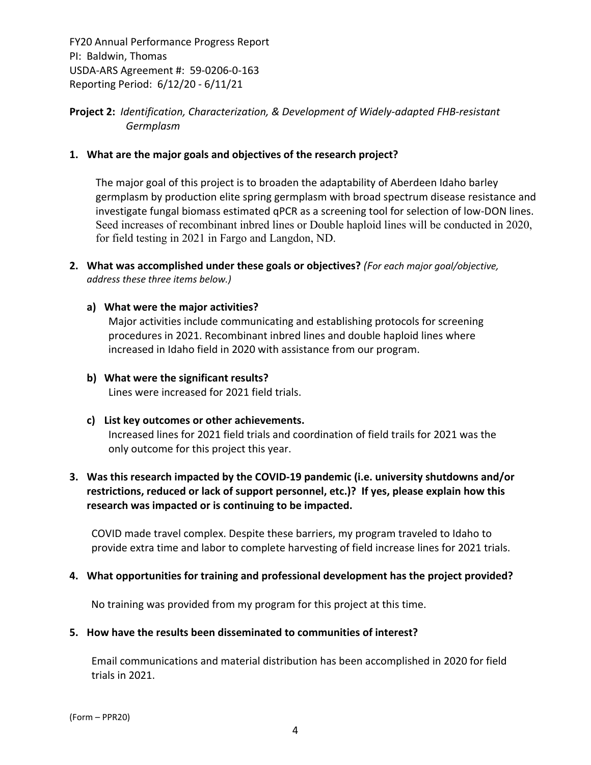FY20 Annual Performance Progress Report
PI: Baldwin, Thomas
USDA-ARS Agreement #: 59-0206-0-163
Reporting Period: 6/12/20 - 6/11/21

**Project 2:** *Identification, Characterization, & Development of Widely-adapted FHB-resistant Germplasm*

**1. What are the major goals and objectives of the research project?**

The major goal of this project is to broaden the adaptability of Aberdeen Idaho barley germplasm by production elite spring germplasm with broad spectrum disease resistance and investigate fungal biomass estimated qPCR as a screening tool for selection of low-DON lines. Seed increases of recombinant inbred lines or Double haploid lines will be conducted in 2020, for field testing in 2021 in Fargo and Langdon, ND.

**2. What was accomplished under these goals or objectives?** *(For each major goal/objective, address these three items below.)*

**a) What were the major activities?**

Major activities include communicating and establishing protocols for screening procedures in 2021. Recombinant inbred lines and double haploid lines where increased in Idaho field in 2020 with assistance from our program.

**b) What were the significant results?**

Lines were increased for 2021 field trials.

**c) List key outcomes or other achievements.**

Increased lines for 2021 field trials and coordination of field trails for 2021 was the only outcome for this project this year.

**3. Was this research impacted by the COVID-19 pandemic (i.e. university shutdowns and/or restrictions, reduced or lack of support personnel, etc.)? If yes, please explain how this research was impacted or is continuing to be impacted.**

COVID made travel complex. Despite these barriers, my program traveled to Idaho to provide extra time and labor to complete harvesting of field increase lines for 2021 trials.

**4. What opportunities for training and professional development has the project provided?**

No training was provided from my program for this project at this time.

**5. How have the results been disseminated to communities of interest?**

Email communications and material distribution has been accomplished in 2020 for field trials in 2021.

(Form – PPR20)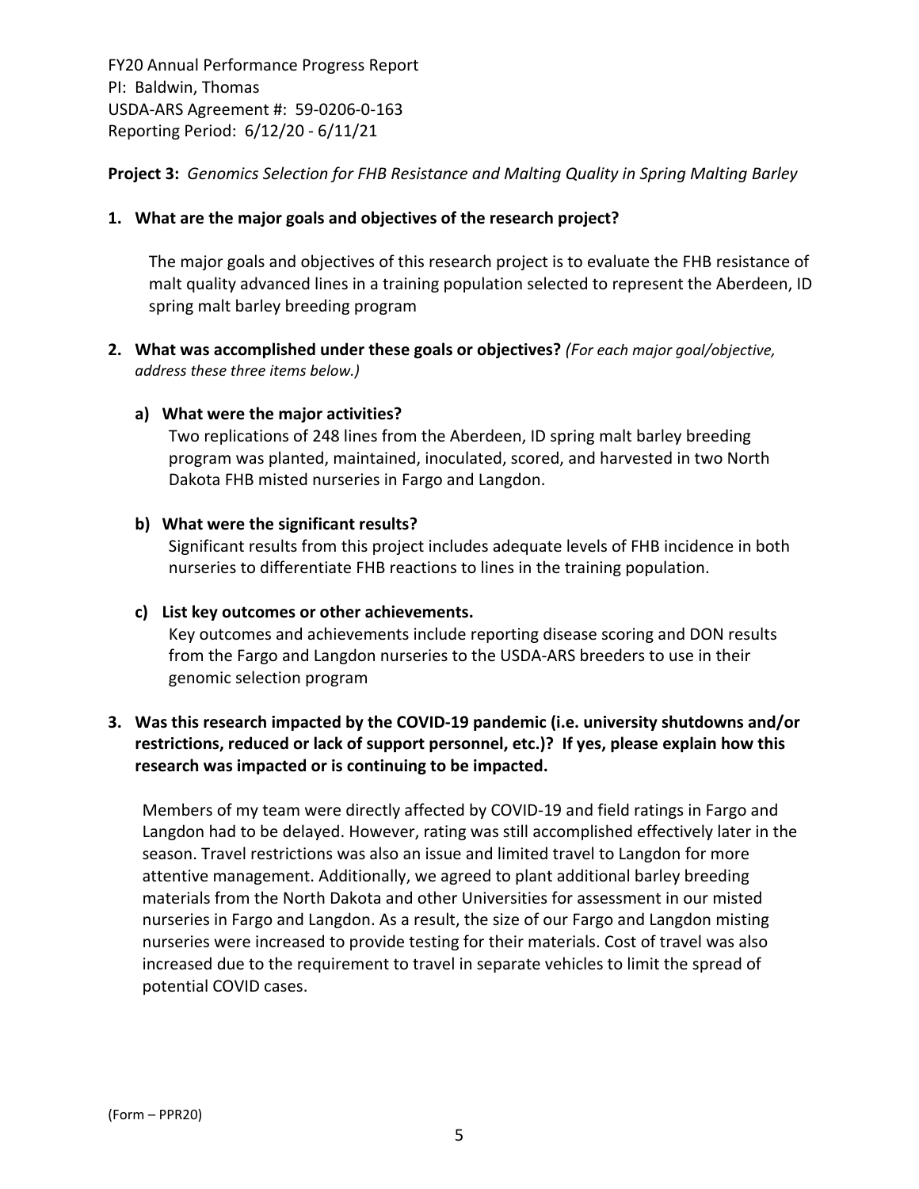FY20 Annual Performance Progress Report
PI: Baldwin, Thomas
USDA-ARS Agreement #: 59-0206-0-163
Reporting Period: 6/12/20 - 6/11/21

**Project 3:** *Genomics Selection for FHB Resistance and Malting Quality in Spring Malting Barley*

**1. What are the major goals and objectives of the research project?**

The major goals and objectives of this research project is to evaluate the FHB resistance of malt quality advanced lines in a training population selected to represent the Aberdeen, ID spring malt barley breeding program

**2. What was accomplished under these goals or objectives?** *(For each major goal/objective, address these three items below.)*

**a) What were the major activities?**

Two replications of 248 lines from the Aberdeen, ID spring malt barley breeding program was planted, maintained, inoculated, scored, and harvested in two North Dakota FHB misted nurseries in Fargo and Langdon.

**b) What were the significant results?**

Significant results from this project includes adequate levels of FHB incidence in both nurseries to differentiate FHB reactions to lines in the training population.

**c) List key outcomes or other achievements.**

Key outcomes and achievements include reporting disease scoring and DON results from the Fargo and Langdon nurseries to the USDA-ARS breeders to use in their genomic selection program

**3. Was this research impacted by the COVID-19 pandemic (i.e. university shutdowns and/or restrictions, reduced or lack of support personnel, etc.)? If yes, please explain how this research was impacted or is continuing to be impacted.**

Members of my team were directly affected by COVID-19 and field ratings in Fargo and Langdon had to be delayed. However, rating was still accomplished effectively later in the season. Travel restrictions was also an issue and limited travel to Langdon for more attentive management. Additionally, we agreed to plant additional barley breeding materials from the North Dakota and other Universities for assessment in our misted nurseries in Fargo and Langdon. As a result, the size of our Fargo and Langdon misting nurseries were increased to provide testing for their materials. Cost of travel was also increased due to the requirement to travel in separate vehicles to limit the spread of potential COVID cases.

(Form – PPR20)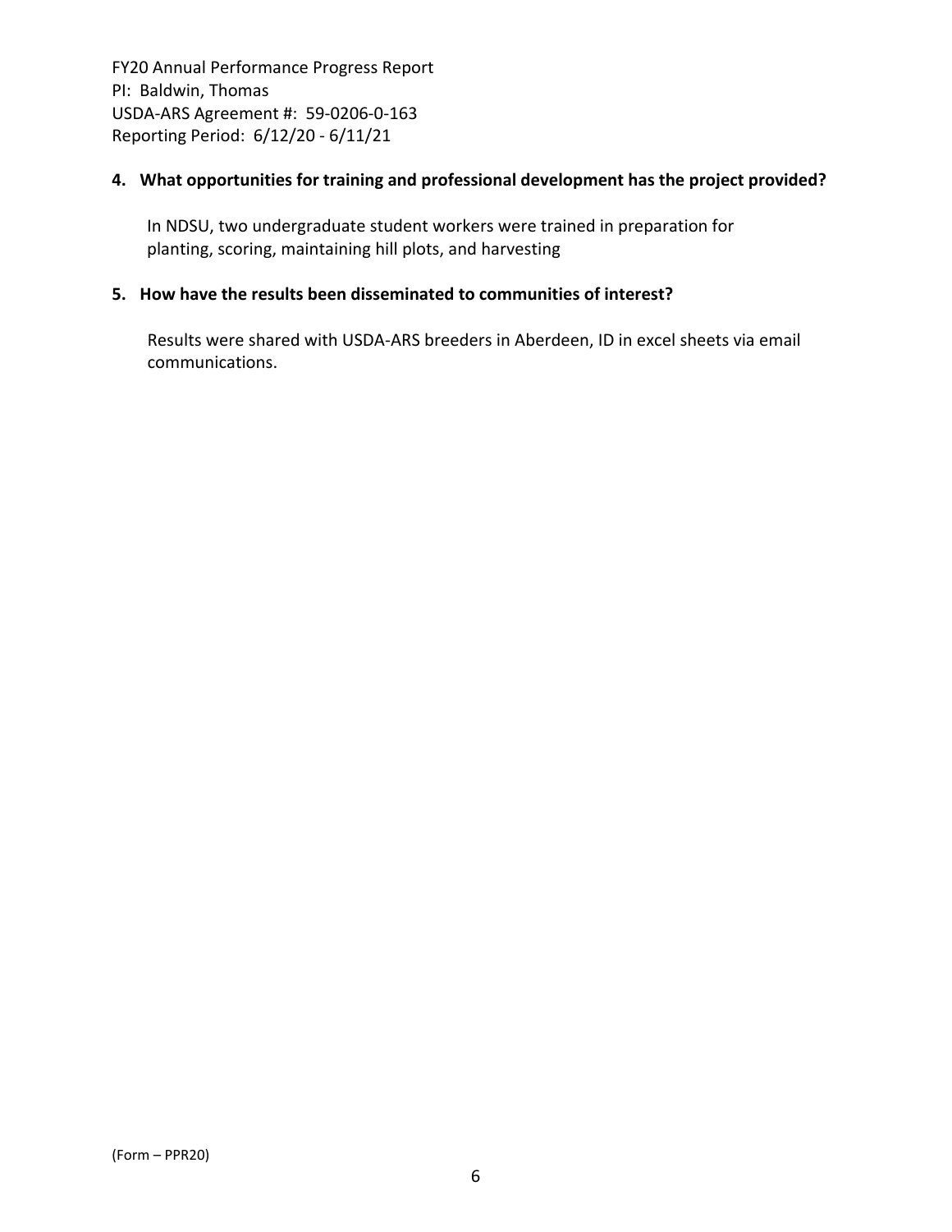**4. What opportunities for training and professional development has the project provided?**

In NDSU, two undergraduate student workers were trained in preparation for planting, scoring, maintaining hill plots, and harvesting

**5. How have the results been disseminated to communities of interest?**

Results were shared with USDA-ARS breeders in Aberdeen, ID in excel sheets via email communications.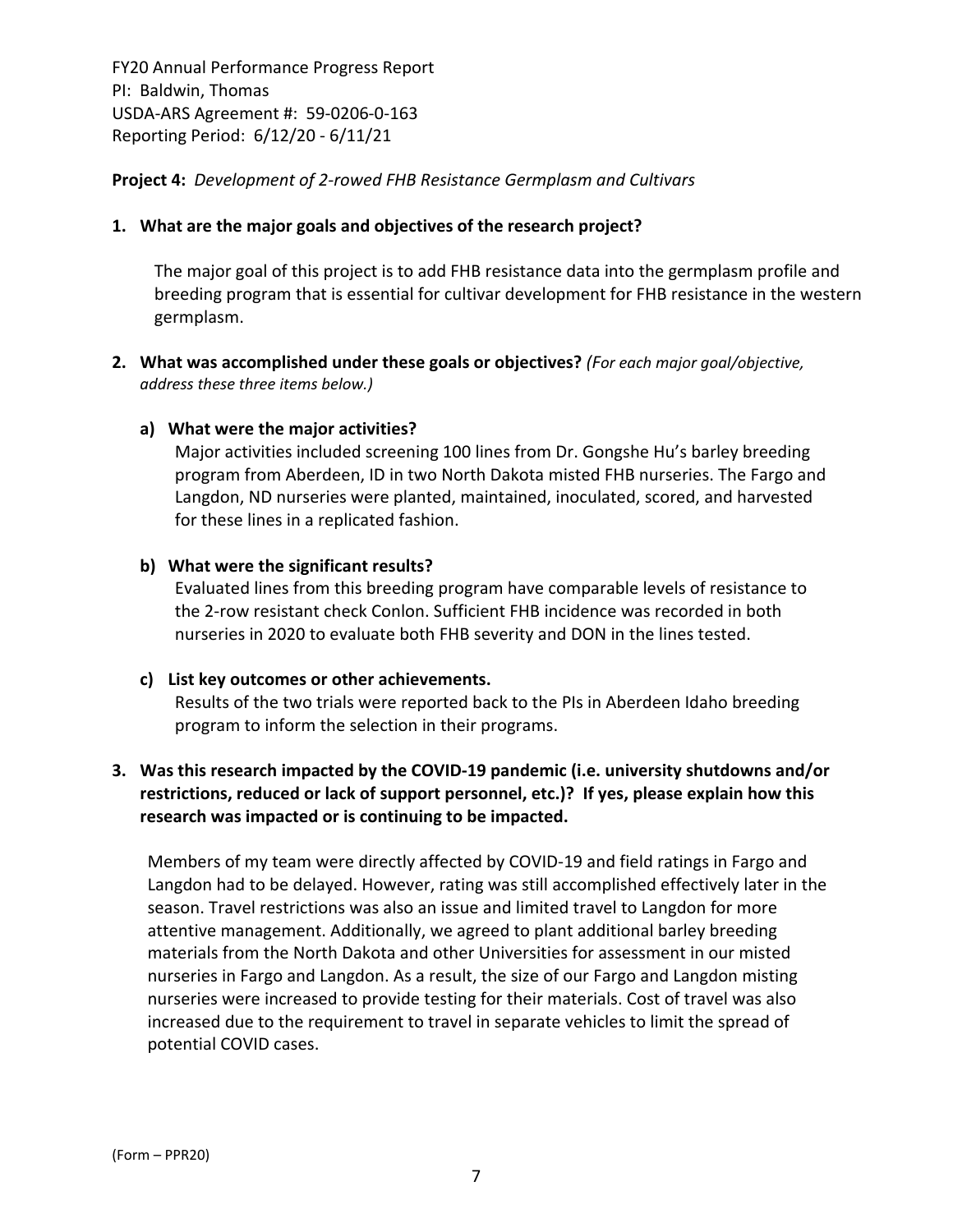FY20 Annual Performance Progress Report
PI: Baldwin, Thomas
USDA-ARS Agreement #: 59-0206-0-163
Reporting Period: 6/12/20 - 6/11/21

**Project 4:** *Development of 2-rowed FHB Resistance Germplasm and Cultivars*

**1. What are the major goals and objectives of the research project?**

The major goal of this project is to add FHB resistance data into the germplasm profile and breeding program that is essential for cultivar development for FHB resistance in the western germplasm.

**2. What was accomplished under these goals or objectives?** *(For each major goal/objective, address these three items below.)*

**a) What were the major activities?**

Major activities included screening 100 lines from Dr. Gongshe Hu's barley breeding program from Aberdeen, ID in two North Dakota misted FHB nurseries. The Fargo and Langdon, ND nurseries were planted, maintained, inoculated, scored, and harvested for these lines in a replicated fashion.

**b) What were the significant results?**

Evaluated lines from this breeding program have comparable levels of resistance to the 2-row resistant check Conlon. Sufficient FHB incidence was recorded in both nurseries in 2020 to evaluate both FHB severity and DON in the lines tested.

**c) List key outcomes or other achievements.**

Results of the two trials were reported back to the PIs in Aberdeen Idaho breeding program to inform the selection in their programs.

**3. Was this research impacted by the COVID-19 pandemic (i.e. university shutdowns and/or restrictions, reduced or lack of support personnel, etc.)? If yes, please explain how this research was impacted or is continuing to be impacted.**

Members of my team were directly affected by COVID-19 and field ratings in Fargo and Langdon had to be delayed. However, rating was still accomplished effectively later in the season. Travel restrictions was also an issue and limited travel to Langdon for more attentive management. Additionally, we agreed to plant additional barley breeding materials from the North Dakota and other Universities for assessment in our misted nurseries in Fargo and Langdon. As a result, the size of our Fargo and Langdon misting nurseries were increased to provide testing for their materials. Cost of travel was also increased due to the requirement to travel in separate vehicles to limit the spread of potential COVID cases.

(Form – PPR20)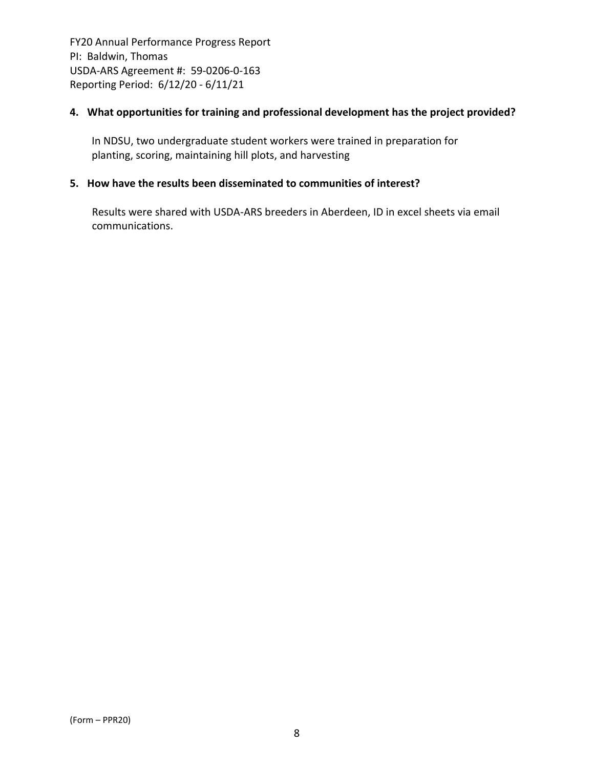**4. What opportunities for training and professional development has the project provided?**

In NDSU, two undergraduate student workers were trained in preparation for planting, scoring, maintaining hill plots, and harvesting

**5. How have the results been disseminated to communities of interest?**

Results were shared with USDA-ARS breeders in Aberdeen, ID in excel sheets via email communications.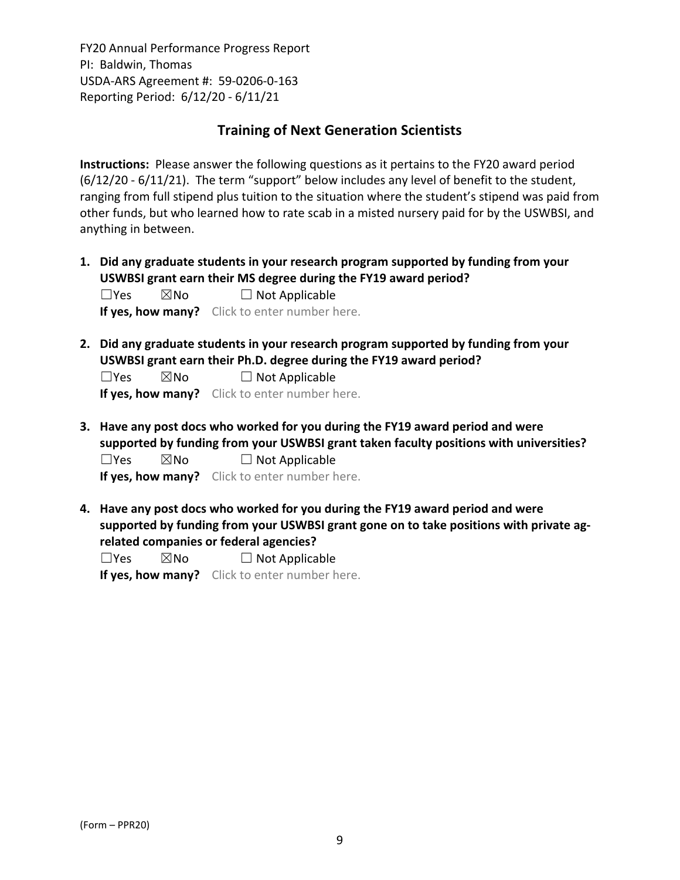## Training of Next Generation Scientists

**Instructions:** Please answer the following questions as it pertains to the FY20 award period (6/12/20 - 6/11/21). The term "support" below includes any level of benefit to the student, ranging from full stipend plus tuition to the situation where the student's stipend was paid from other funds, but who learned how to rate scab in a misted nursery paid for by the USWBSI, and anything in between.

1. **Did any graduate students in your research program supported by funding from your USWBSI grant earn their MS degree during the FY19 award period?**
   ☐Yes ☒No ☐ Not Applicable
   **If yes, how many?** Click to enter number here.

2. **Did any graduate students in your research program supported by funding from your USWBSI grant earn their Ph.D. degree during the FY19 award period?**
   ☐Yes ☒No ☐ Not Applicable
   **If yes, how many?** Click to enter number here.

3. **Have any post docs who worked for you during the FY19 award period and were supported by funding from your USWBSI grant taken faculty positions with universities?**
   ☐Yes ☒No ☐ Not Applicable
   **If yes, how many?** Click to enter number here.

4. **Have any post docs who worked for you during the FY19 award period and were supported by funding from your USWBSI grant gone on to take positions with private ag-related companies or federal agencies?**
   ☐Yes ☒No ☐ Not Applicable
   **If yes, how many?** Click to enter number here.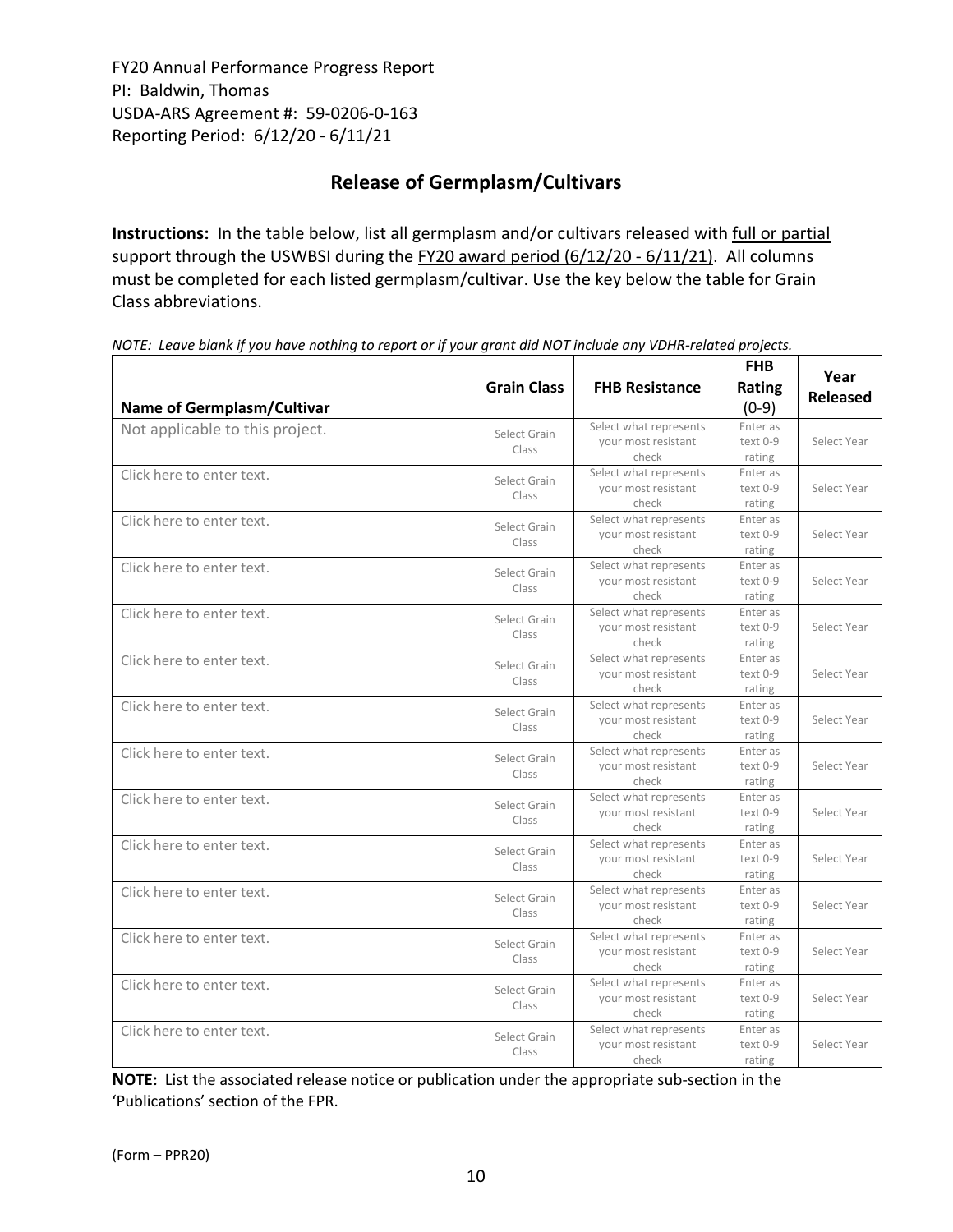FY20 Annual Performance Progress Report
PI: Baldwin, Thomas
USDA-ARS Agreement #: 59-0206-0-163
Reporting Period: 6/12/20 - 6/11/21

## Release of Germplasm/Cultivars

**Instructions:** In the table below, list all germplasm and/or cultivars released with full or partial support through the USWBSI during the FY20 award period (6/12/20 - 6/11/21). All columns must be completed for each listed germplasm/cultivar. Use the key below the table for Grain Class abbreviations.

*NOTE: Leave blank if you have nothing to report or if your grant did NOT include any VDHR-related projects.*

| Name of Germplasm/Cultivar | Grain Class | FHB Resistance | FHB Rating (0-9) | Year Released |
|---|---|---|---|---|
| Not applicable to this project. | Select Grain Class | Select what represents your most resistant check | Enter as text 0-9 rating | Select Year |
| Click here to enter text. | Select Grain Class | Select what represents your most resistant check | Enter as text 0-9 rating | Select Year |
| Click here to enter text. | Select Grain Class | Select what represents your most resistant check | Enter as text 0-9 rating | Select Year |
| Click here to enter text. | Select Grain Class | Select what represents your most resistant check | Enter as text 0-9 rating | Select Year |
| Click here to enter text. | Select Grain Class | Select what represents your most resistant check | Enter as text 0-9 rating | Select Year |
| Click here to enter text. | Select Grain Class | Select what represents your most resistant check | Enter as text 0-9 rating | Select Year |
| Click here to enter text. | Select Grain Class | Select what represents your most resistant check | Enter as text 0-9 rating | Select Year |
| Click here to enter text. | Select Grain Class | Select what represents your most resistant check | Enter as text 0-9 rating | Select Year |
| Click here to enter text. | Select Grain Class | Select what represents your most resistant check | Enter as text 0-9 rating | Select Year |
| Click here to enter text. | Select Grain Class | Select what represents your most resistant check | Enter as text 0-9 rating | Select Year |
| Click here to enter text. | Select Grain Class | Select what represents your most resistant check | Enter as text 0-9 rating | Select Year |
| Click here to enter text. | Select Grain Class | Select what represents your most resistant check | Enter as text 0-9 rating | Select Year |
| Click here to enter text. | Select Grain Class | Select what represents your most resistant check | Enter as text 0-9 rating | Select Year |
| Click here to enter text. | Select Grain Class | Select what represents your most resistant check | Enter as text 0-9 rating | Select Year |

**NOTE:** List the associated release notice or publication under the appropriate sub-section in the 'Publications' section of the FPR.

(Form – PPR20)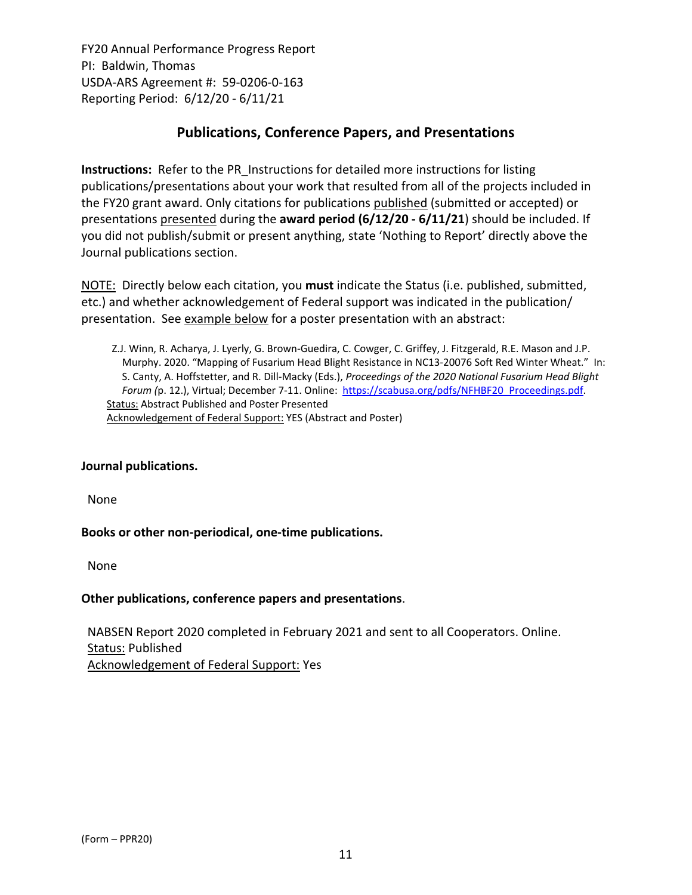FY20 Annual Performance Progress Report
PI: Baldwin, Thomas
USDA-ARS Agreement #: 59-0206-0-163
Reporting Period: 6/12/20 - 6/11/21

## Publications, Conference Papers, and Presentations

**Instructions:** Refer to the PR_Instructions for detailed more instructions for listing publications/presentations about your work that resulted from all of the projects included in the FY20 grant award. Only citations for publications published (submitted or accepted) or presentations presented during the **award period (6/12/20 - 6/11/21)** should be included. If you did not publish/submit or present anything, state 'Nothing to Report' directly above the Journal publications section.

NOTE: Directly below each citation, you **must** indicate the Status (i.e. published, submitted, etc.) and whether acknowledgement of Federal support was indicated in the publication/ presentation. See example below for a poster presentation with an abstract:

> Z.J. Winn, R. Acharya, J. Lyerly, G. Brown-Guedira, C. Cowger, C. Griffey, J. Fitzgerald, R.E. Mason and J.P. Murphy. 2020. "Mapping of Fusarium Head Blight Resistance in NC13-20076 Soft Red Winter Wheat." In: S. Canty, A. Hoffstetter, and R. Dill-Macky (Eds.), *Proceedings of the 2020 National Fusarium Head Blight Forum (*p. 12.), Virtual; December 7-11. Online: https://scabusa.org/pdfs/NFHBF20_Proceedings.pdf.
> Status: Abstract Published and Poster Presented
> Acknowledgement of Federal Support: YES (Abstract and Poster)

**Journal publications.**

None

**Books or other non-periodical, one-time publications.**

None

**Other publications, conference papers and presentations**.

NABSEN Report 2020 completed in February 2021 and sent to all Cooperators. Online.
Status: Published
Acknowledgement of Federal Support: Yes

(Form – PPR20)